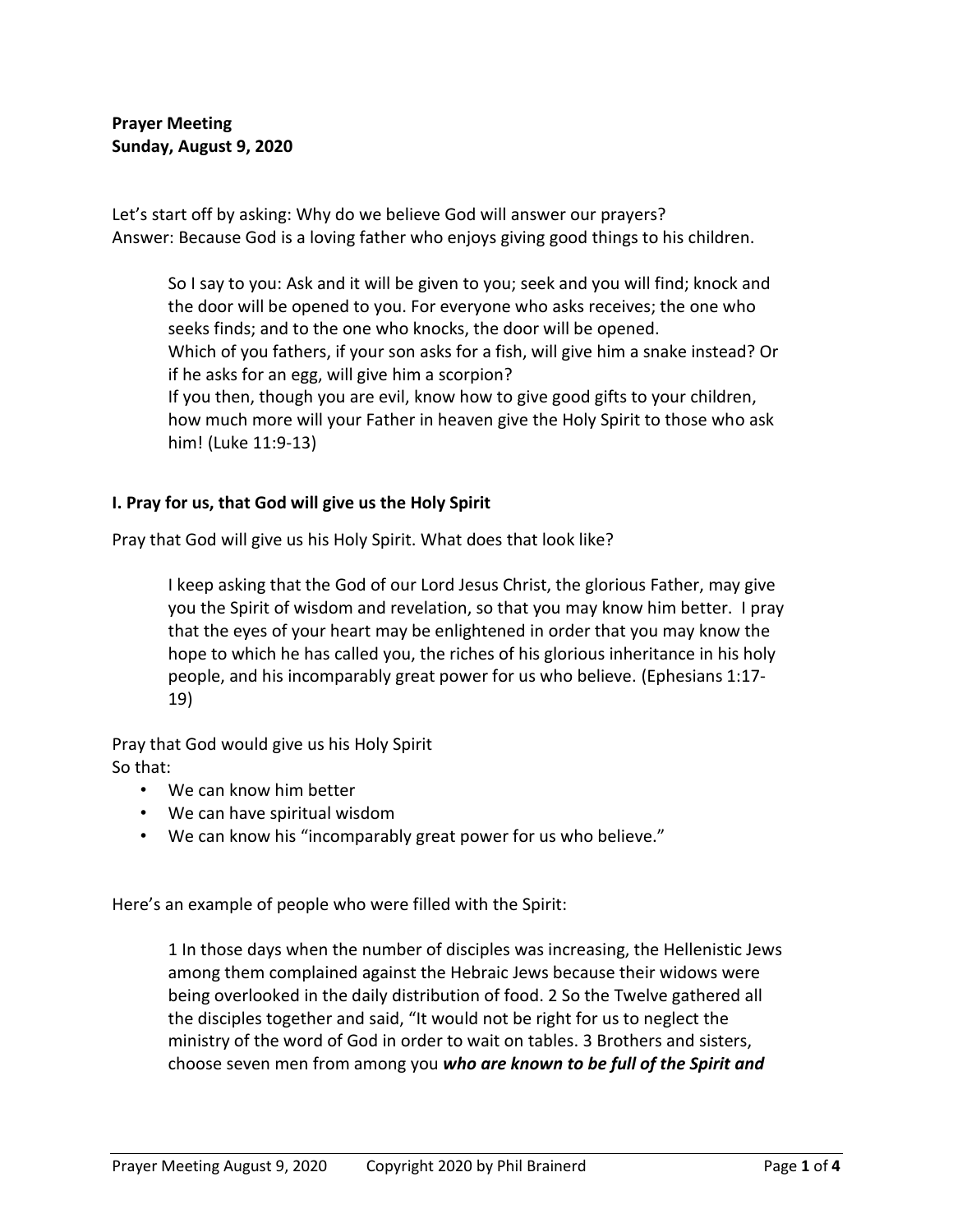**Prayer Meeting**
**Sunday, August 9, 2020**

Let's start off by asking: Why do we believe God will answer our prayers?
Answer: Because God is a loving father who enjoys giving good things to his children.

> So I say to you: Ask and it will be given to you; seek and you will find; knock and the door will be opened to you. For everyone who asks receives; the one who seeks finds; and to the one who knocks, the door will be opened.
> Which of you fathers, if your son asks for a fish, will give him a snake instead? Or if he asks for an egg, will give him a scorpion?
> If you then, though you are evil, know how to give good gifts to your children, how much more will your Father in heaven give the Holy Spirit to those who ask him! (Luke 11:9-13)

**I. Pray for us, that God will give us the Holy Spirit**

Pray that God will give us his Holy Spirit. What does that look like?

> I keep asking that the God of our Lord Jesus Christ, the glorious Father, may give you the Spirit of wisdom and revelation, so that you may know him better. I pray that the eyes of your heart may be enlightened in order that you may know the hope to which he has called you, the riches of his glorious inheritance in his holy people, and his incomparably great power for us who believe. (Ephesians 1:17-19)

Pray that God would give us his Holy Spirit
So that:

- We can know him better
- We can have spiritual wisdom
- We can know his "incomparably great power for us who believe."

Here's an example of people who were filled with the Spirit:

> 1 In those days when the number of disciples was increasing, the Hellenistic Jews among them complained against the Hebraic Jews because their widows were being overlooked in the daily distribution of food. 2 So the Twelve gathered all the disciples together and said, "It would not be right for us to neglect the ministry of the word of God in order to wait on tables. 3 Brothers and sisters, choose seven men from among you ***who are known to be full of the Spirit and***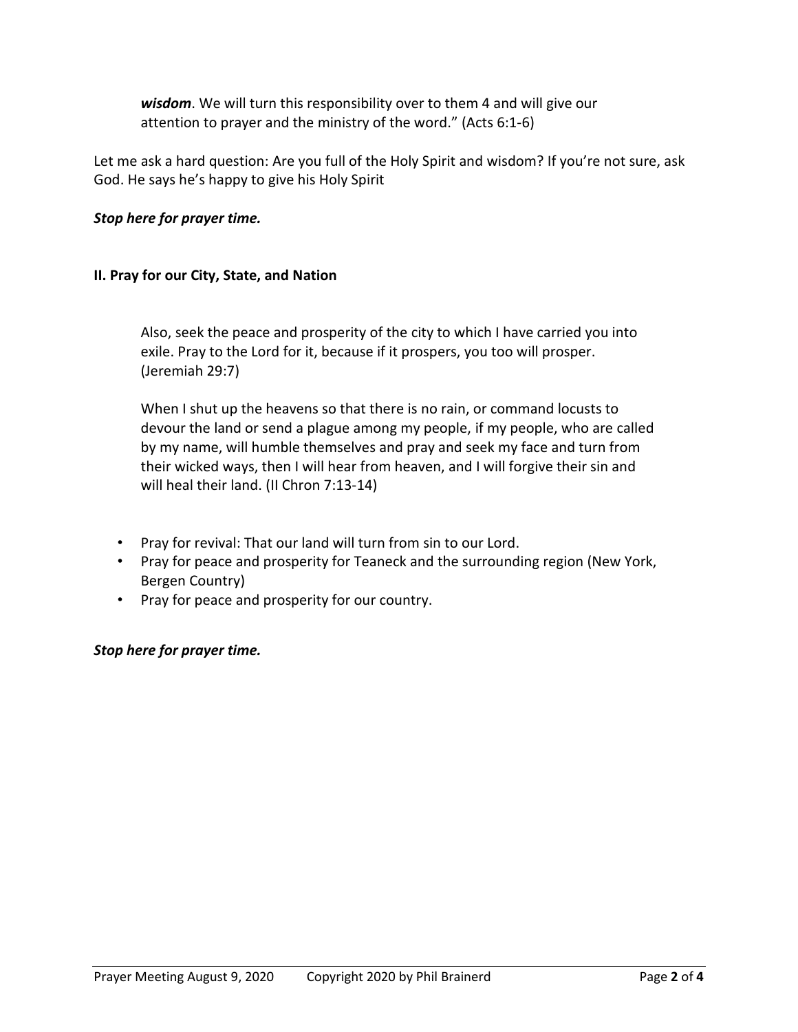> ***wisdom***. We will turn this responsibility over to them 4 and will give our attention to prayer and the ministry of the word." (Acts 6:1-6)

Let me ask a hard question: Are you full of the Holy Spirit and wisdom? If you're not sure, ask God. He says he's happy to give his Holy Spirit

***Stop here for prayer time.***

## II. Pray for our City, State, and Nation

> Also, seek the peace and prosperity of the city to which I have carried you into exile. Pray to the Lord for it, because if it prospers, you too will prosper. (Jeremiah 29:7)
>
> When I shut up the heavens so that there is no rain, or command locusts to devour the land or send a plague among my people, if my people, who are called by my name, will humble themselves and pray and seek my face and turn from their wicked ways, then I will hear from heaven, and I will forgive their sin and will heal their land. (II Chron 7:13-14)

- Pray for revival: That our land will turn from sin to our Lord.
- Pray for peace and prosperity for Teaneck and the surrounding region (New York, Bergen Country)
- Pray for peace and prosperity for our country.

***Stop here for prayer time.***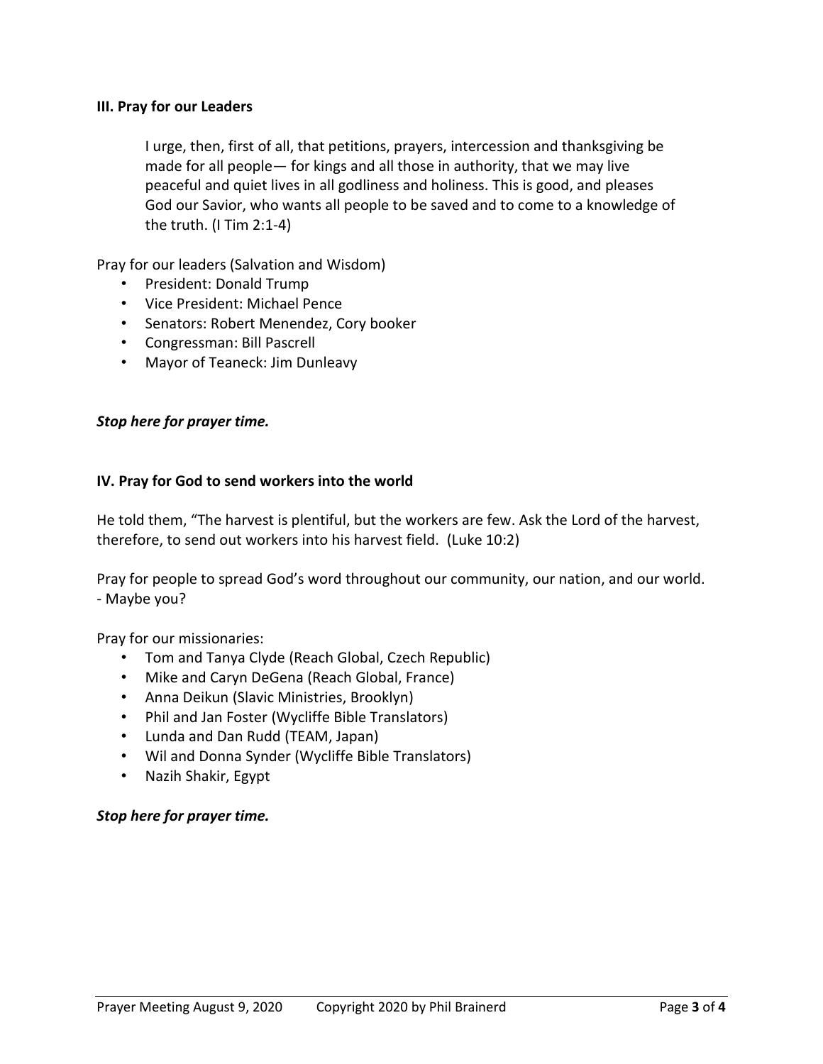**III. Pray for our Leaders**

> I urge, then, first of all, that petitions, prayers, intercession and thanksgiving be made for all people— for kings and all those in authority, that we may live peaceful and quiet lives in all godliness and holiness. This is good, and pleases God our Savior, who wants all people to be saved and to come to a knowledge of the truth. (I Tim 2:1-4)

Pray for our leaders (Salvation and Wisdom)

- President: Donald Trump
- Vice President: Michael Pence
- Senators: Robert Menendez, Cory booker
- Congressman: Bill Pascrell
- Mayor of Teaneck: Jim Dunleavy

***Stop here for prayer time.***

**IV. Pray for God to send workers into the world**

He told them, "The harvest is plentiful, but the workers are few. Ask the Lord of the harvest, therefore, to send out workers into his harvest field. (Luke 10:2)

Pray for people to spread God's word throughout our community, our nation, and our world.
- Maybe you?

Pray for our missionaries:

- Tom and Tanya Clyde (Reach Global, Czech Republic)
- Mike and Caryn DeGena (Reach Global, France)
- Anna Deikun (Slavic Ministries, Brooklyn)
- Phil and Jan Foster (Wycliffe Bible Translators)
- Lunda and Dan Rudd (TEAM, Japan)
- Wil and Donna Synder (Wycliffe Bible Translators)
- Nazih Shakir, Egypt

***Stop here for prayer time.***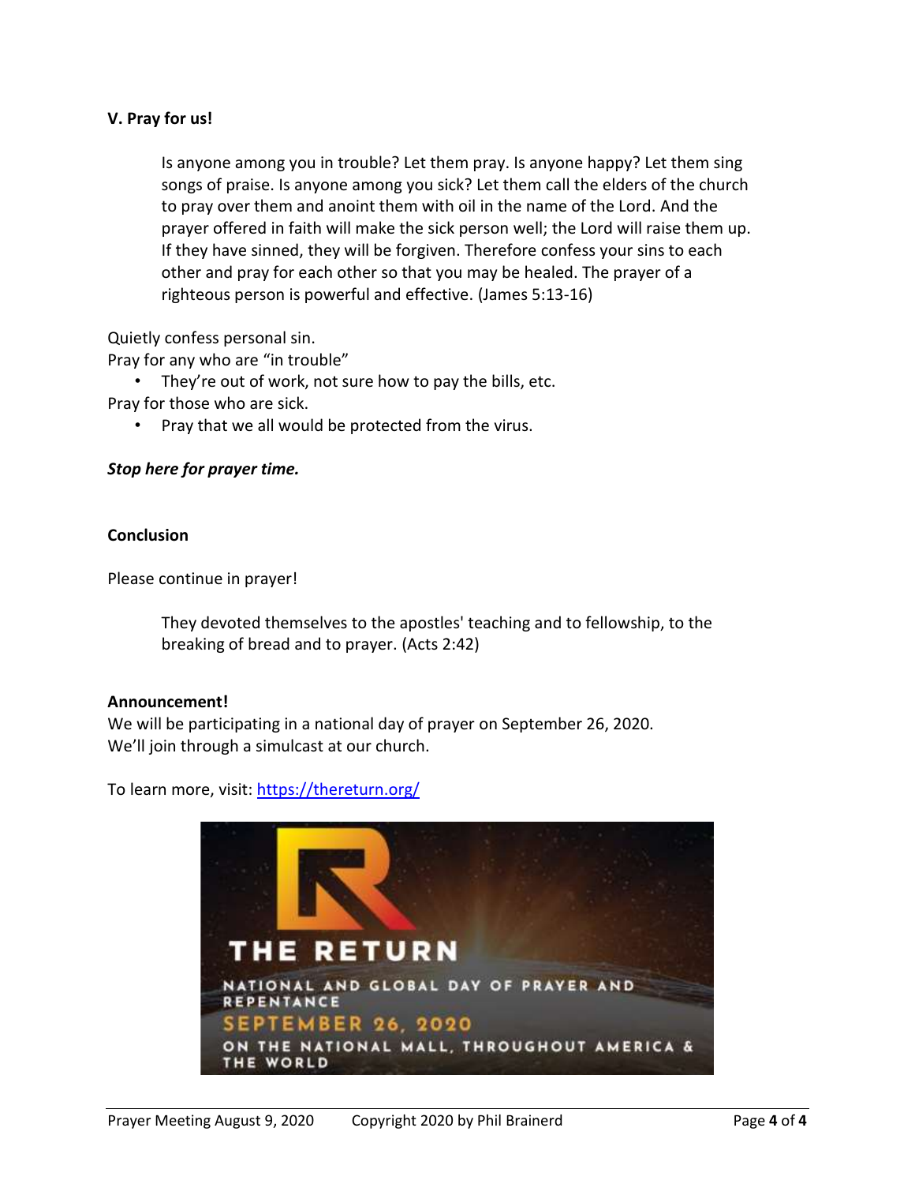**V. Pray for us!**

> Is anyone among you in trouble? Let them pray. Is anyone happy? Let them sing songs of praise. Is anyone among you sick? Let them call the elders of the church to pray over them and anoint them with oil in the name of the Lord. And the prayer offered in faith will make the sick person well; the Lord will raise them up. If they have sinned, they will be forgiven. Therefore confess your sins to each other and pray for each other so that you may be healed. The prayer of a righteous person is powerful and effective. (James 5:13-16)

Quietly confess personal sin.

Pray for any who are "in trouble"

- They're out of work, not sure how to pay the bills, etc.

Pray for those who are sick.

- Pray that we all would be protected from the virus.

***Stop here for prayer time.***

**Conclusion**

Please continue in prayer!

> They devoted themselves to the apostles' teaching and to fellowship, to the breaking of bread and to prayer. (Acts 2:42)

**Announcement!**

We will be participating in a national day of prayer on September 26, 2020.
We'll join through a simulcast at our church.

To learn more, visit: [https://thereturn.org/](https://thereturn.org/)

THE RETURN

NATIONAL AND GLOBAL DAY OF PRAYER AND REPENTANCE

SEPTEMBER 26, 2020

ON THE NATIONAL MALL, THROUGHOUT AMERICA & THE WORLD